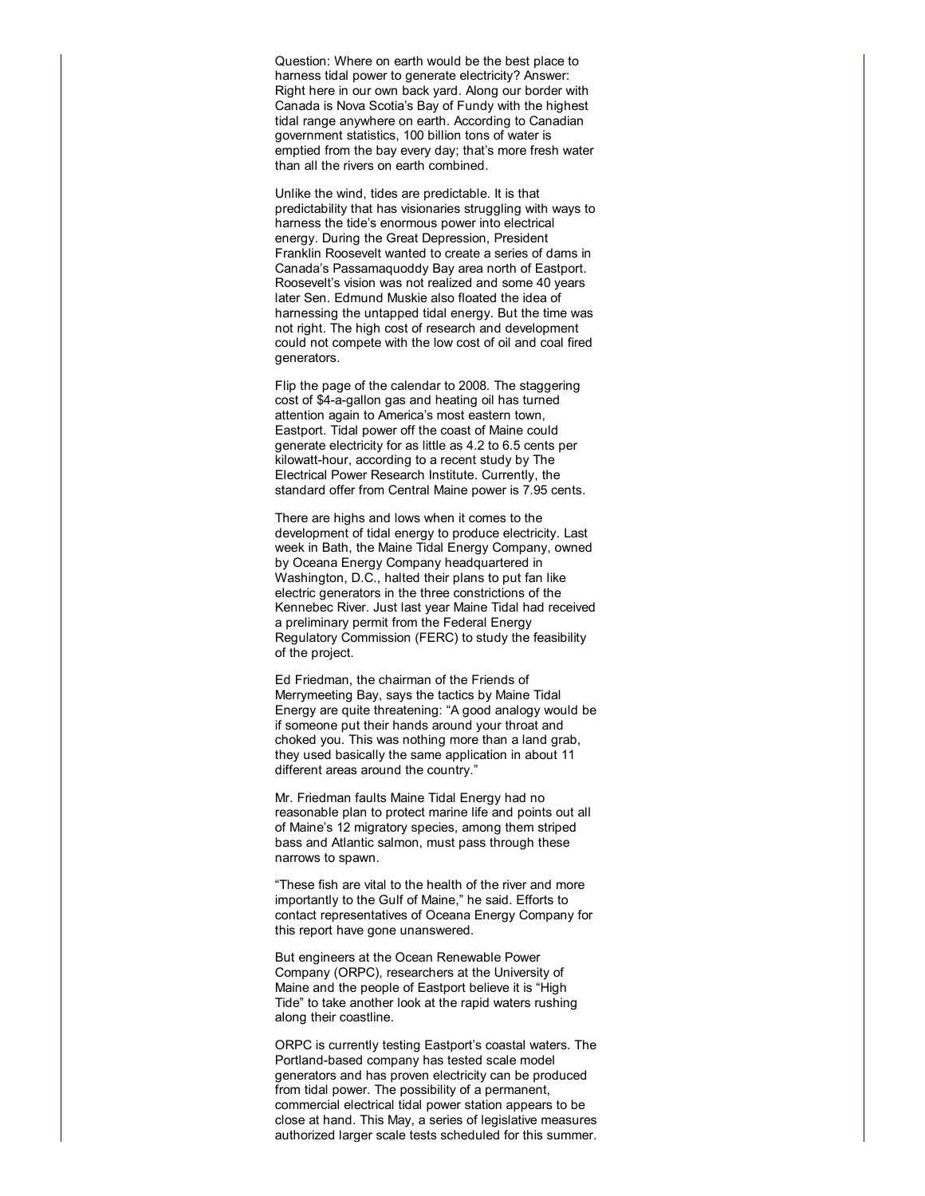Question: Where on earth would be the best place to harness tidal power to generate electricity? Answer: Right here in our own back yard. Along our border with Canada is Nova Scotia's Bay of Fundy with the highest tidal range anywhere on earth. According to Canadian government statistics, 100 billion tons of water is emptied from the bay every day; that's more fresh water than all the rivers on earth combined.

Unlike the wind, tides are predictable. It is that predictability that has visionaries struggling with ways to harness the tide's enormous power into electrical energy. During the Great Depression, President Franklin Roosevelt wanted to create a series of dams in Canada's Passamaquoddy Bay area north of Eastport. Roosevelt's vision was not realized and some 40 years later Sen. Edmund Muskie also floated the idea of harnessing the untapped tidal energy. But the time was not right. The high cost of research and development could not compete with the low cost of oil and coal fired generators.

Flip the page of the calendar to 2008. The staggering cost of $4-a-gallon gas and heating oil has turned attention again to America's most eastern town, Eastport. Tidal power off the coast of Maine could generate electricity for as little as 4.2 to 6.5 cents per kilowatt-hour, according to a recent study by The Electrical Power Research Institute. Currently, the standard offer from Central Maine power is 7.95 cents.

There are highs and lows when it comes to the development of tidal energy to produce electricity. Last week in Bath, the Maine Tidal Energy Company, owned by Oceana Energy Company headquartered in Washington, D.C., halted their plans to put fan like electric generators in the three constrictions of the Kennebec River. Just last year Maine Tidal had received a preliminary permit from the Federal Energy Regulatory Commission (FERC) to study the feasibility of the project.

Ed Friedman, the chairman of the Friends of Merrymeeting Bay, says the tactics by Maine Tidal Energy are quite threatening: "A good analogy would be if someone put their hands around your throat and choked you. This was nothing more than a land grab, they used basically the same application in about 11 different areas around the country."

Mr. Friedman faults Maine Tidal Energy had no reasonable plan to protect marine life and points out all of Maine's 12 migratory species, among them striped bass and Atlantic salmon, must pass through these narrows to spawn.

"These fish are vital to the health of the river and more importantly to the Gulf of Maine," he said. Efforts to contact representatives of Oceana Energy Company for this report have gone unanswered.

But engineers at the Ocean Renewable Power Company (ORPC), researchers at the University of Maine and the people of Eastport believe it is "High Tide" to take another look at the rapid waters rushing along their coastline.

ORPC is currently testing Eastport's coastal waters. The Portland-based company has tested scale model generators and has proven electricity can be produced from tidal power. The possibility of a permanent, commercial electrical tidal power station appears to be close at hand. This May, a series of legislative measures authorized larger scale tests scheduled for this summer.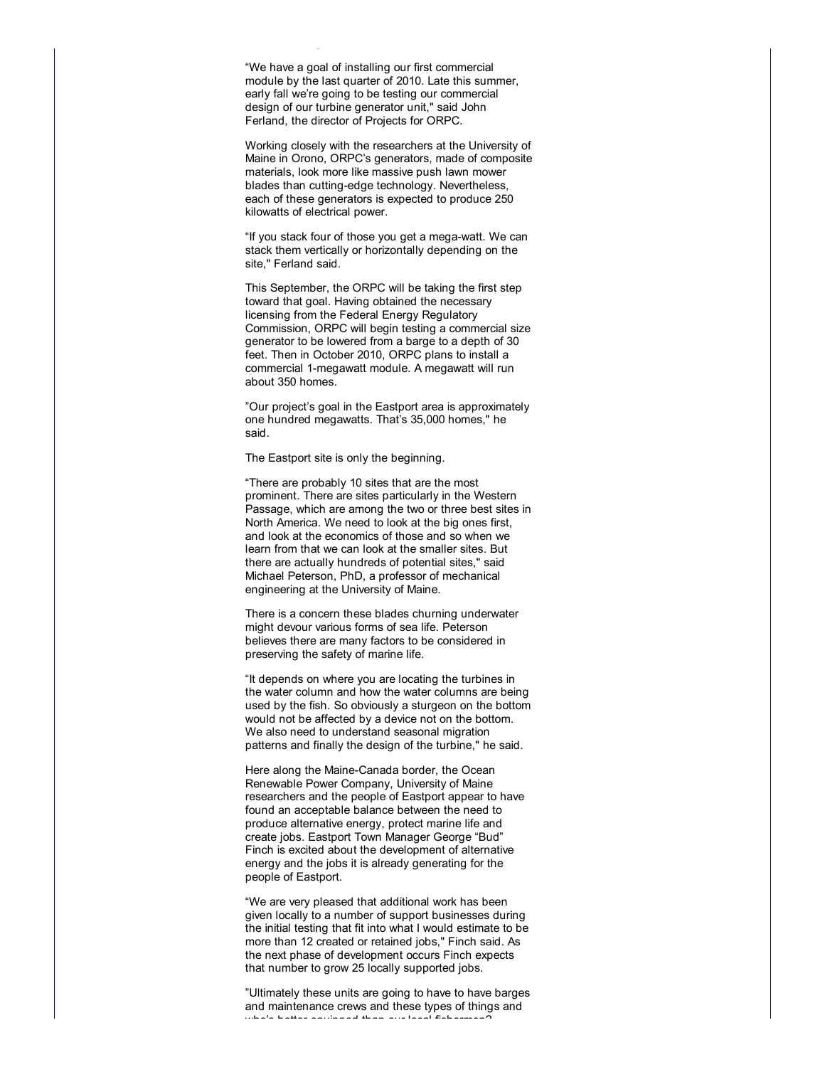“We have a goal of installing our first commercial module by the last quarter of 2010. Late this summer, early fall we’re going to be testing our commercial design of our turbine generator unit," said John Ferland, the director of Projects for ORPC.

Working closely with the researchers at the University of Maine in Orono, ORPC’s generators, made of composite materials, look more like massive push lawn mower blades than cutting-edge technology. Nevertheless, each of these generators is expected to produce 250 kilowatts of electrical power.

“If you stack four of those you get a mega-watt. We can stack them vertically or horizontally depending on the site," Ferland said.

This September, the ORPC will be taking the first step toward that goal. Having obtained the necessary licensing from the Federal Energy Regulatory Commission, ORPC will begin testing a commercial size generator to be lowered from a barge to a depth of 30 feet. Then in October 2010, ORPC plans to install a commercial 1-megawatt module. A megawatt will run about 350 homes.

”Our project’s goal in the Eastport area is approximately one hundred megawatts. That’s 35,000 homes," he said.

The Eastport site is only the beginning.

“There are probably 10 sites that are the most prominent. There are sites particularly in the Western Passage, which are among the two or three best sites in North America. We need to look at the big ones first, and look at the economics of those and so when we learn from that we can look at the smaller sites. But there are actually hundreds of potential sites," said Michael Peterson, PhD, a professor of mechanical engineering at the University of Maine.

There is a concern these blades churning underwater might devour various forms of sea life. Peterson believes there are many factors to be considered in preserving the safety of marine life.

“It depends on where you are locating the turbines in the water column and how the water columns are being used by the fish. So obviously a sturgeon on the bottom would not be affected by a device not on the bottom. We also need to understand seasonal migration patterns and finally the design of the turbine," he said.

Here along the Maine-Canada border, the Ocean Renewable Power Company, University of Maine researchers and the people of Eastport appear to have found an acceptable balance between the need to produce alternative energy, protect marine life and create jobs. Eastport Town Manager George “Bud” Finch is excited about the development of alternative energy and the jobs it is already generating for the people of Eastport.

“We are very pleased that additional work has been given locally to a number of support businesses during the initial testing that fit into what I would estimate to be more than 12 created or retained jobs," Finch said. As the next phase of development occurs Finch expects that number to grow 25 locally supported jobs.

”Ultimately these units are going to have to have barges and maintenance crews and these types of things and who’s better equipped than our local fishermen?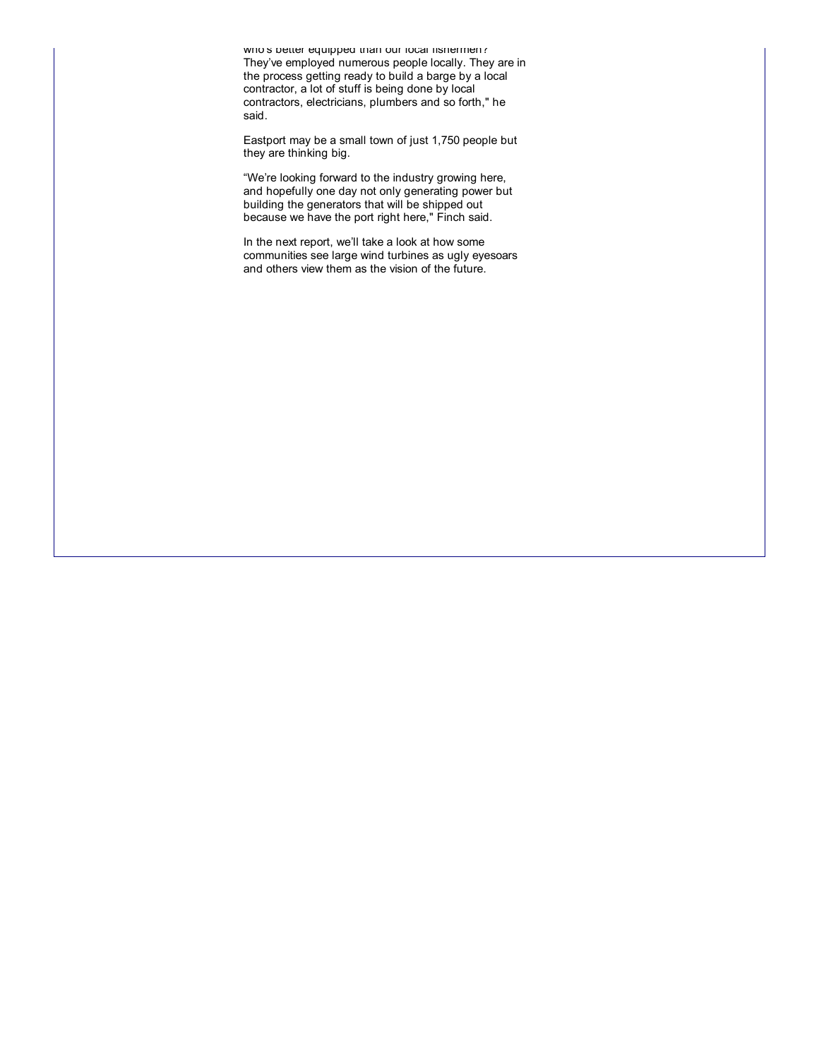who's better equipped than our local fishermen? They've employed numerous people locally. They are in the process getting ready to build a barge by a local contractor, a lot of stuff is being done by local contractors, electricians, plumbers and so forth," he said.

Eastport may be a small town of just 1,750 people but they are thinking big.

"We're looking forward to the industry growing here, and hopefully one day not only generating power but building the generators that will be shipped out because we have the port right here," Finch said.

In the next report, we'll take a look at how some communities see large wind turbines as ugly eyesoars and others view them as the vision of the future.